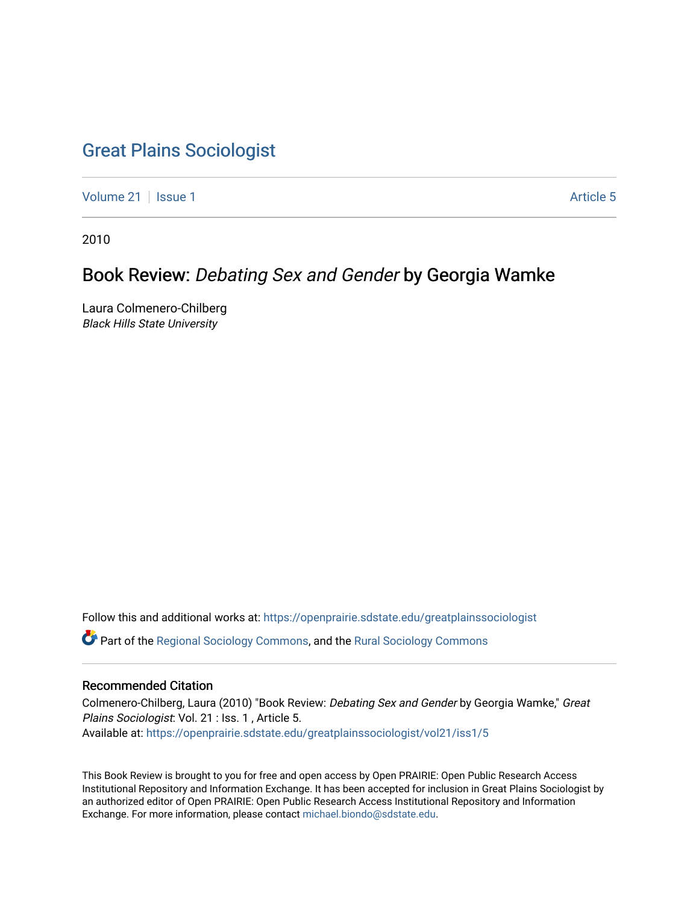# Great Plains Sociologist

Volume 21 | Issue 1 Article 5

2010

## Book Review: *Debating Sex and Gender* by Georgia Wamke

Laura Colmenero-Chilberg
*Black Hills State University*

Follow this and additional works at: https://openprairie.sdstate.edu/greatplainssociologist

Part of the Regional Sociology Commons, and the Rural Sociology Commons

### Recommended Citation

Colmenero-Chilberg, Laura (2010) "Book Review: *Debating Sex and Gender* by Georgia Wamke," *Great Plains Sociologist*: Vol. 21 : Iss. 1 , Article 5.
Available at: https://openprairie.sdstate.edu/greatplainssociologist/vol21/iss1/5

This Book Review is brought to you for free and open access by Open PRAIRIE: Open Public Research Access Institutional Repository and Information Exchange. It has been accepted for inclusion in Great Plains Sociologist by an authorized editor of Open PRAIRIE: Open Public Research Access Institutional Repository and Information Exchange. For more information, please contact michael.biondo@sdstate.edu.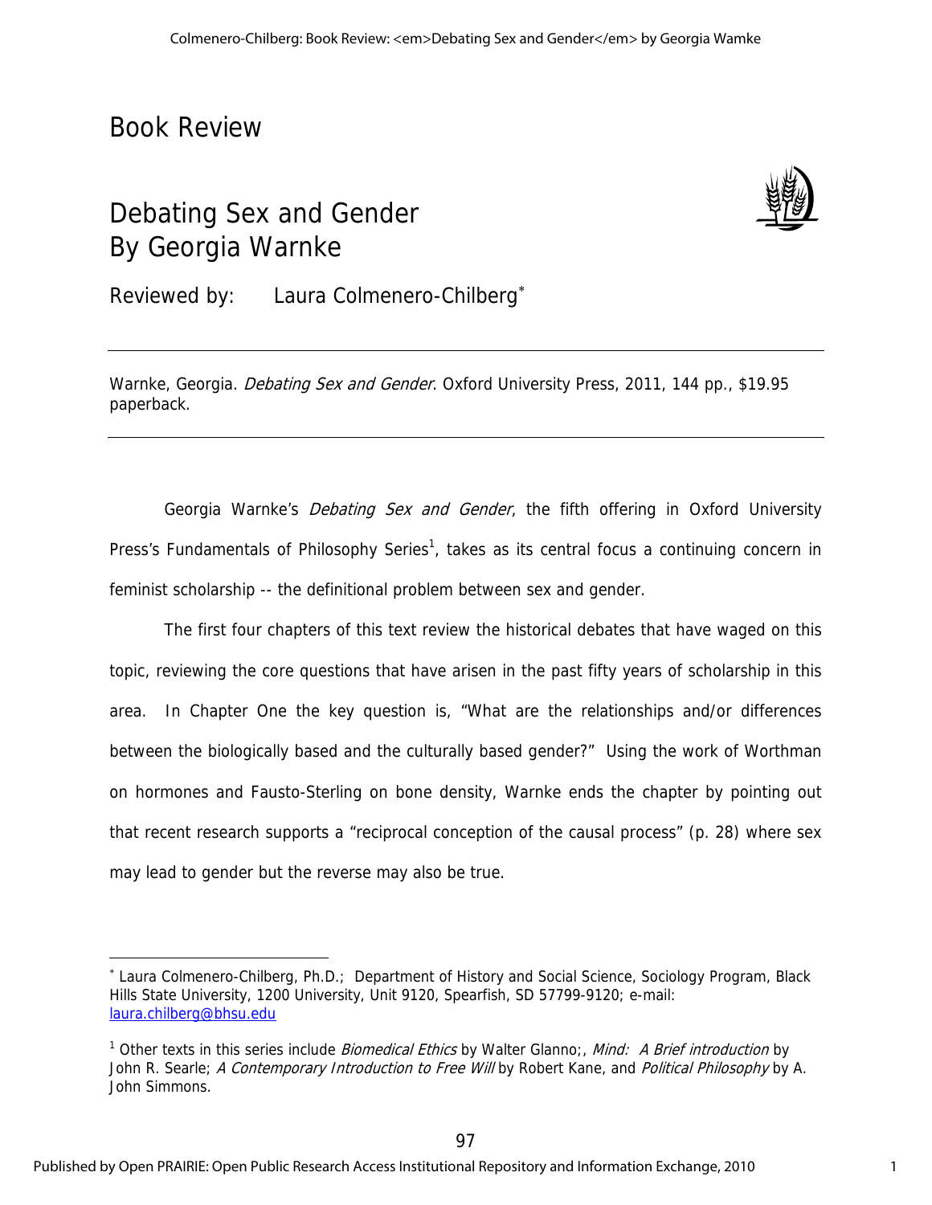# Book Review

## Debating Sex and Gender
## By Georgia Warnke

Reviewed by: Laura Colmenero-Chilberg*

---

Warnke, Georgia. *Debating Sex and Gender*. Oxford University Press, 2011, 144 pp., $19.95 paperback.

---

Georgia Warnke's *Debating Sex and Gender*, the fifth offering in Oxford University Press's Fundamentals of Philosophy Series[1], takes as its central focus a continuing concern in feminist scholarship -- the definitional problem between sex and gender.

The first four chapters of this text review the historical debates that have waged on this topic, reviewing the core questions that have arisen in the past fifty years of scholarship in this area. In Chapter One the key question is, "What are the relationships and/or differences between the biologically based and the culturally based gender?" Using the work of Worthman on hormones and Fausto-Sterling on bone density, Warnke ends the chapter by pointing out that recent research supports a "reciprocal conception of the causal process" (p. 28) where sex may lead to gender but the reverse may also be true.

---

* Laura Colmenero-Chilberg, Ph.D.; Department of History and Social Science, Sociology Program, Black Hills State University, 1200 University, Unit 9120, Spearfish, SD 57799-9120; e-mail: laura.chilberg@bhsu.edu

[1] Other texts in this series include *Biomedical Ethics* by Walter Glanno;, *Mind: A Brief introduction* by John R. Searle; *A Contemporary Introduction to Free Will* by Robert Kane, and *Political Philosophy* by A. John Simmons.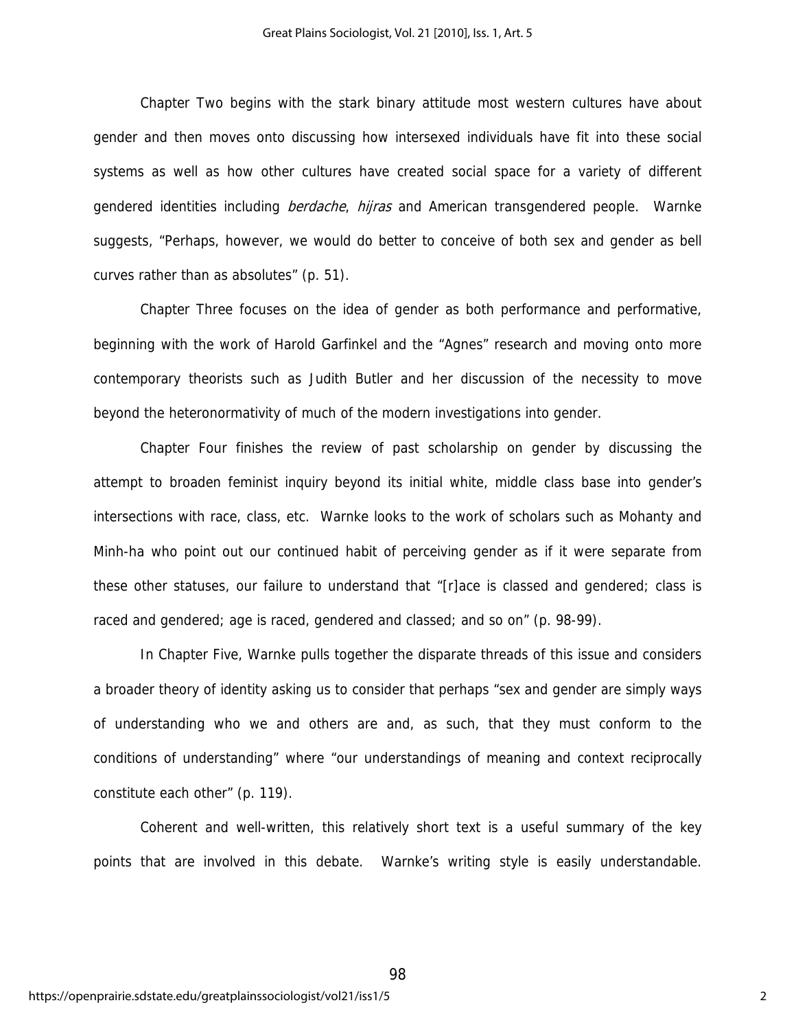Chapter Two begins with the stark binary attitude most western cultures have about gender and then moves onto discussing how intersexed individuals have fit into these social systems as well as how other cultures have created social space for a variety of different gendered identities including *berdache*, *hijras* and American transgendered people. Warnke suggests, "Perhaps, however, we would do better to conceive of both sex and gender as bell curves rather than as absolutes" (p. 51).

Chapter Three focuses on the idea of gender as both performance and performative, beginning with the work of Harold Garfinkel and the "Agnes" research and moving onto more contemporary theorists such as Judith Butler and her discussion of the necessity to move beyond the heteronormativity of much of the modern investigations into gender.

Chapter Four finishes the review of past scholarship on gender by discussing the attempt to broaden feminist inquiry beyond its initial white, middle class base into gender's intersections with race, class, etc. Warnke looks to the work of scholars such as Mohanty and Minh-ha who point out our continued habit of perceiving gender as if it were separate from these other statuses, our failure to understand that "[r]ace is classed and gendered; class is raced and gendered; age is raced, gendered and classed; and so on" (p. 98-99).

In Chapter Five, Warnke pulls together the disparate threads of this issue and considers a broader theory of identity asking us to consider that perhaps "sex and gender are simply ways of understanding who we and others are and, as such, that they must conform to the conditions of understanding" where "our understandings of meaning and context reciprocally constitute each other" (p. 119).

Coherent and well-written, this relatively short text is a useful summary of the key points that are involved in this debate. Warnke's writing style is easily understandable.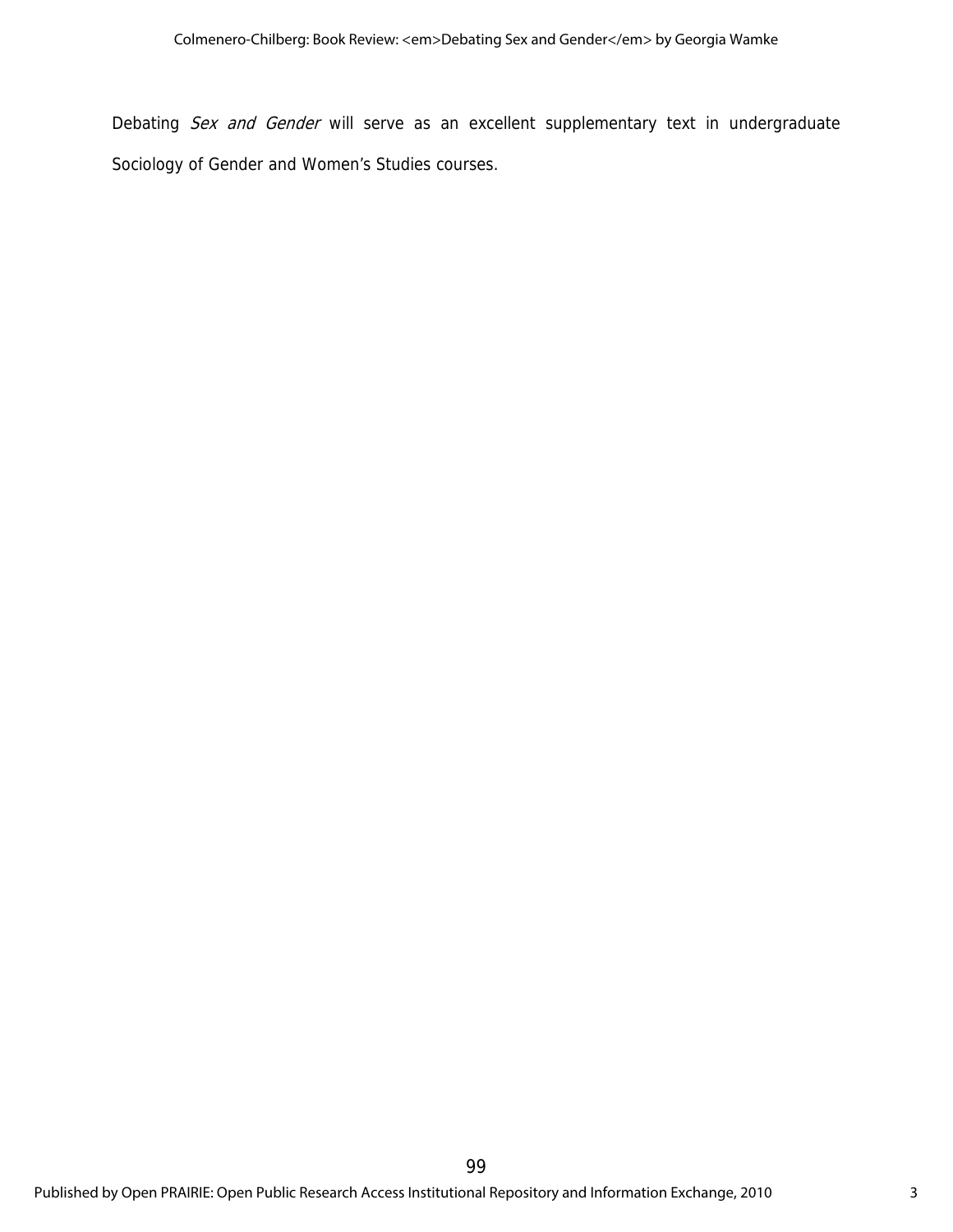Debating *Sex and Gender* will serve as an excellent supplementary text in undergraduate Sociology of Gender and Women's Studies courses.